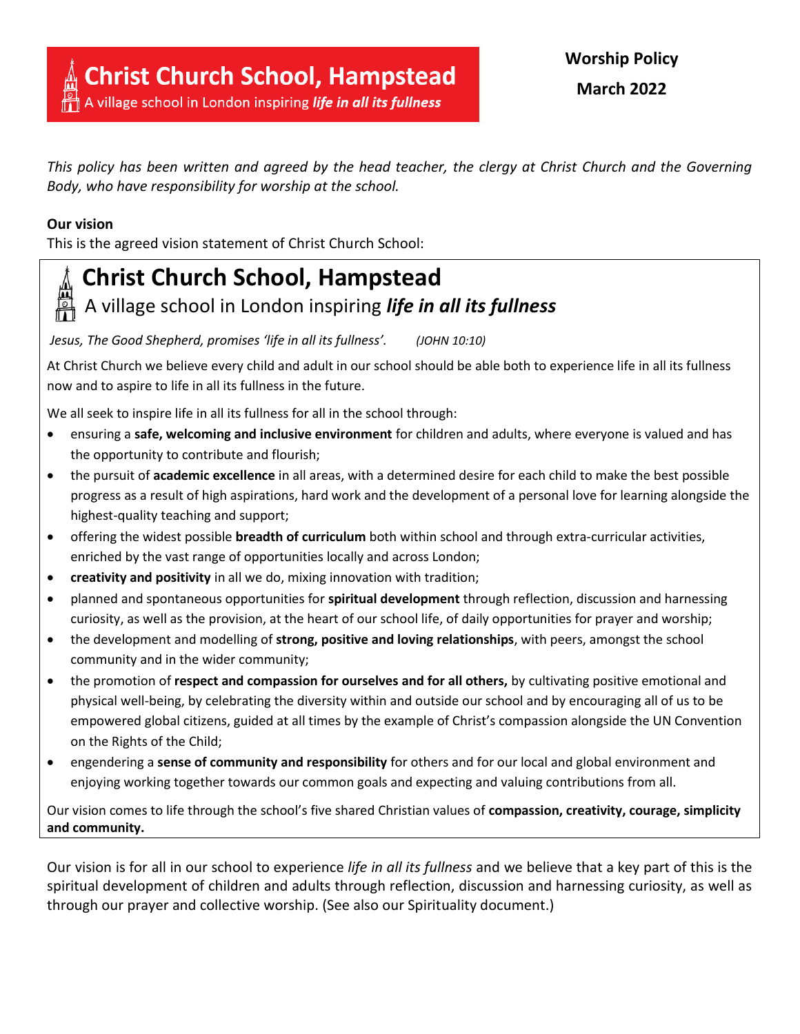# Christ Church School, Hampstead

A village school in London inspiring ***life in all its fullness***

**Worship Policy**

**March 2022**

*This policy has been written and agreed by the head teacher, the clergy at Christ Church and the Governing Body, who have responsibility for worship at the school.*

**Our vision**

This is the agreed vision statement of Christ Church School:

## Christ Church School, Hampstead

A village school in London inspiring ***life in all its fullness***

*Jesus, The Good Shepherd, promises 'life in all its fullness'. (JOHN 10:10)*

At Christ Church we believe every child and adult in our school should be able both to experience life in all its fullness now and to aspire to life in all its fullness in the future.

We all seek to inspire life in all its fullness for all in the school through:

- ensuring a **safe, welcoming and inclusive environment** for children and adults, where everyone is valued and has the opportunity to contribute and flourish;
- the pursuit of **academic excellence** in all areas, with a determined desire for each child to make the best possible progress as a result of high aspirations, hard work and the development of a personal love for learning alongside the highest-quality teaching and support;
- offering the widest possible **breadth of curriculum** both within school and through extra-curricular activities, enriched by the vast range of opportunities locally and across London;
- **creativity and positivity** in all we do, mixing innovation with tradition;
- planned and spontaneous opportunities for **spiritual development** through reflection, discussion and harnessing curiosity, as well as the provision, at the heart of our school life, of daily opportunities for prayer and worship;
- the development and modelling of **strong, positive and loving relationships**, with peers, amongst the school community and in the wider community;
- the promotion of **respect and compassion for ourselves and for all others,** by cultivating positive emotional and physical well-being, by celebrating the diversity within and outside our school and by encouraging all of us to be empowered global citizens, guided at all times by the example of Christ's compassion alongside the UN Convention on the Rights of the Child;
- engendering a **sense of community and responsibility** for others and for our local and global environment and enjoying working together towards our common goals and expecting and valuing contributions from all.

Our vision comes to life through the school's five shared Christian values of **compassion, creativity, courage, simplicity and community.**

Our vision is for all in our school to experience *life in all its fullness* and we believe that a key part of this is the spiritual development of children and adults through reflection, discussion and harnessing curiosity, as well as through our prayer and collective worship. (See also our Spirituality document.)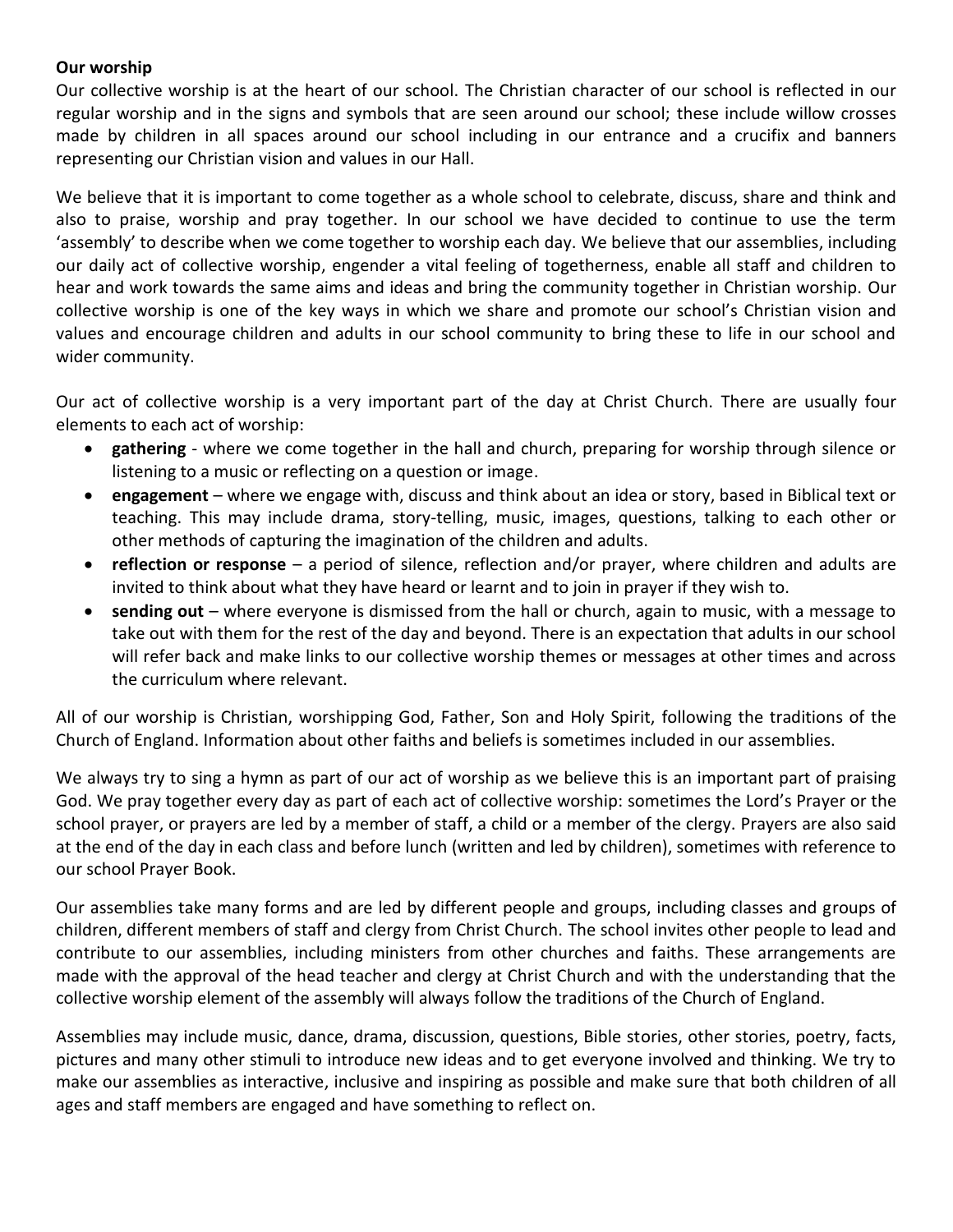**Our worship**

Our collective worship is at the heart of our school. The Christian character of our school is reflected in our regular worship and in the signs and symbols that are seen around our school; these include willow crosses made by children in all spaces around our school including in our entrance and a crucifix and banners representing our Christian vision and values in our Hall.

We believe that it is important to come together as a whole school to celebrate, discuss, share and think and also to praise, worship and pray together. In our school we have decided to continue to use the term 'assembly' to describe when we come together to worship each day. We believe that our assemblies, including our daily act of collective worship, engender a vital feeling of togetherness, enable all staff and children to hear and work towards the same aims and ideas and bring the community together in Christian worship. Our collective worship is one of the key ways in which we share and promote our school's Christian vision and values and encourage children and adults in our school community to bring these to life in our school and wider community.

Our act of collective worship is a very important part of the day at Christ Church. There are usually four elements to each act of worship:

- **gathering** - where we come together in the hall and church, preparing for worship through silence or listening to a music or reflecting on a question or image.
- **engagement** – where we engage with, discuss and think about an idea or story, based in Biblical text or teaching. This may include drama, story-telling, music, images, questions, talking to each other or other methods of capturing the imagination of the children and adults.
- **reflection or response** – a period of silence, reflection and/or prayer, where children and adults are invited to think about what they have heard or learnt and to join in prayer if they wish to.
- **sending out** – where everyone is dismissed from the hall or church, again to music, with a message to take out with them for the rest of the day and beyond. There is an expectation that adults in our school will refer back and make links to our collective worship themes or messages at other times and across the curriculum where relevant.

All of our worship is Christian, worshipping God, Father, Son and Holy Spirit, following the traditions of the Church of England. Information about other faiths and beliefs is sometimes included in our assemblies.

We always try to sing a hymn as part of our act of worship as we believe this is an important part of praising God. We pray together every day as part of each act of collective worship: sometimes the Lord's Prayer or the school prayer, or prayers are led by a member of staff, a child or a member of the clergy. Prayers are also said at the end of the day in each class and before lunch (written and led by children), sometimes with reference to our school Prayer Book.

Our assemblies take many forms and are led by different people and groups, including classes and groups of children, different members of staff and clergy from Christ Church. The school invites other people to lead and contribute to our assemblies, including ministers from other churches and faiths. These arrangements are made with the approval of the head teacher and clergy at Christ Church and with the understanding that the collective worship element of the assembly will always follow the traditions of the Church of England.

Assemblies may include music, dance, drama, discussion, questions, Bible stories, other stories, poetry, facts, pictures and many other stimuli to introduce new ideas and to get everyone involved and thinking. We try to make our assemblies as interactive, inclusive and inspiring as possible and make sure that both children of all ages and staff members are engaged and have something to reflect on.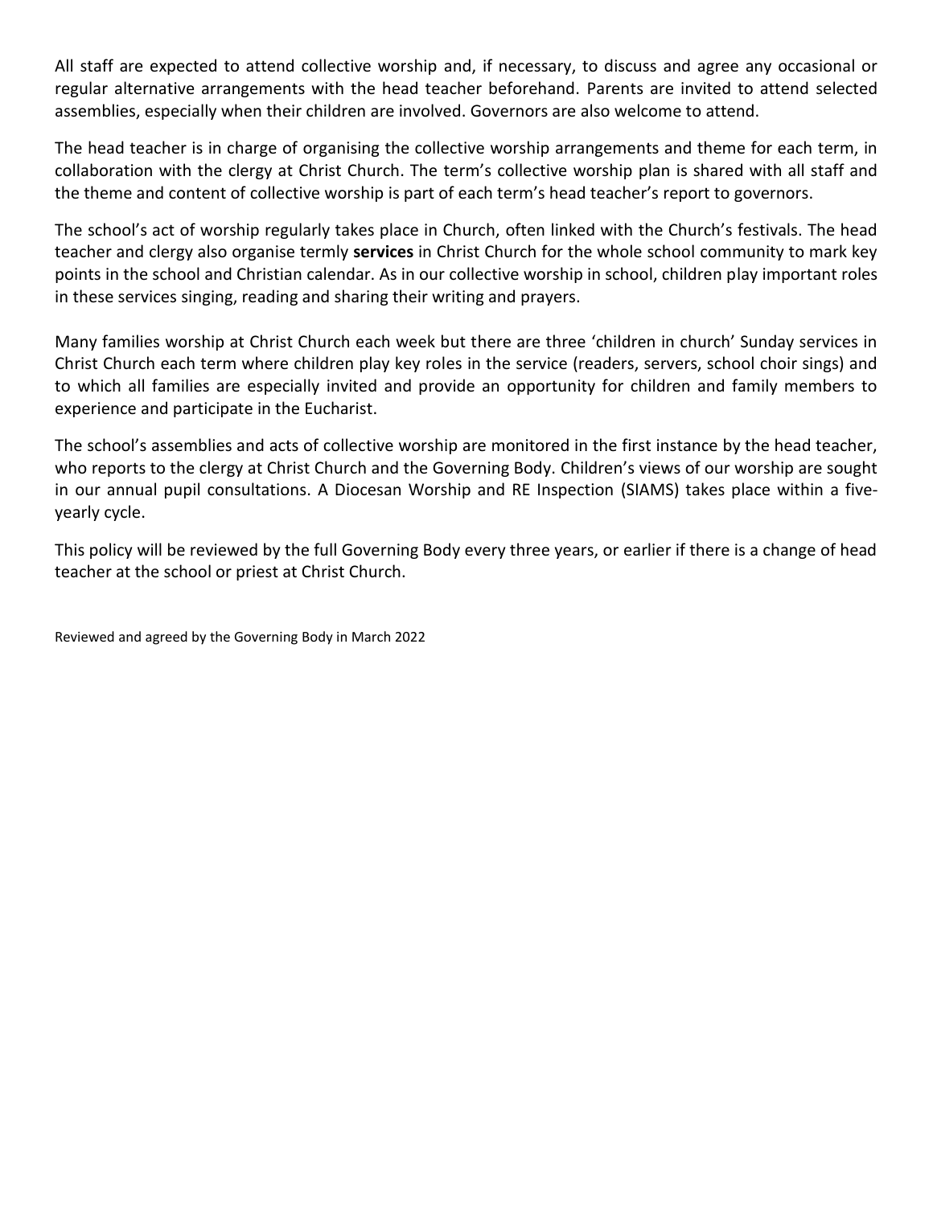All staff are expected to attend collective worship and, if necessary, to discuss and agree any occasional or regular alternative arrangements with the head teacher beforehand. Parents are invited to attend selected assemblies, especially when their children are involved. Governors are also welcome to attend.

The head teacher is in charge of organising the collective worship arrangements and theme for each term, in collaboration with the clergy at Christ Church. The term's collective worship plan is shared with all staff and the theme and content of collective worship is part of each term's head teacher's report to governors.

The school's act of worship regularly takes place in Church, often linked with the Church's festivals. The head teacher and clergy also organise termly **services** in Christ Church for the whole school community to mark key points in the school and Christian calendar. As in our collective worship in school, children play important roles in these services singing, reading and sharing their writing and prayers.

Many families worship at Christ Church each week but there are three 'children in church' Sunday services in Christ Church each term where children play key roles in the service (readers, servers, school choir sings) and to which all families are especially invited and provide an opportunity for children and family members to experience and participate in the Eucharist.

The school's assemblies and acts of collective worship are monitored in the first instance by the head teacher, who reports to the clergy at Christ Church and the Governing Body. Children's views of our worship are sought in our annual pupil consultations. A Diocesan Worship and RE Inspection (SIAMS) takes place within a five-yearly cycle.

This policy will be reviewed by the full Governing Body every three years, or earlier if there is a change of head teacher at the school or priest at Christ Church.

Reviewed and agreed by the Governing Body in March 2022